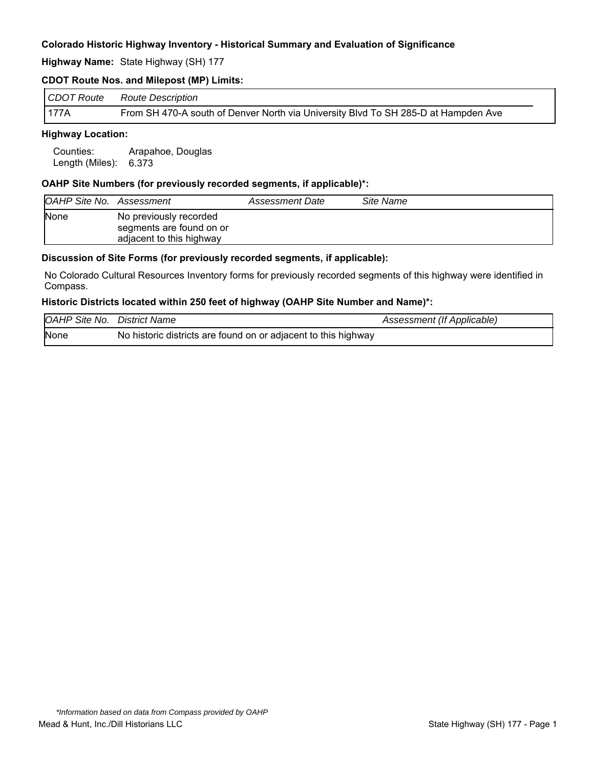**Colorado Historic Highway Inventory - Historical Summary and Evaluation of Significance**

**Highway Name:** State Highway (SH) 177

**CDOT Route Nos. and Milepost (MP) Limits:**

| *CDOT Route* | *Route Description* |
|---|---|
| 177A | From SH 470-A south of Denver North via University Blvd To SH 285-D at Hampden Ave |

**Highway Location:**

Counties: Arapahoe, Douglas
Length (Miles): 6.373

**OAHP Site Numbers (for previously recorded segments, if applicable)*:**

| *OAHP Site No.* | *Assessment* | *Assessment Date* | *Site Name* |
|---|---|---|---|
| None | No previously recorded segments are found on or adjacent to this highway | | |

**Discussion of Site Forms (for previously recorded segments, if applicable):**

No Colorado Cultural Resources Inventory forms for previously recorded segments of this highway were identified in Compass.

**Historic Districts located within 250 feet of highway (OAHP Site Number and Name)*:**

| *OAHP Site No.* | *District Name* | *Assessment (If Applicable)* |
|---|---|---|
| None | No historic districts are found on or adjacent to this highway | |

*\*Information based on data from Compass provided by OAHP*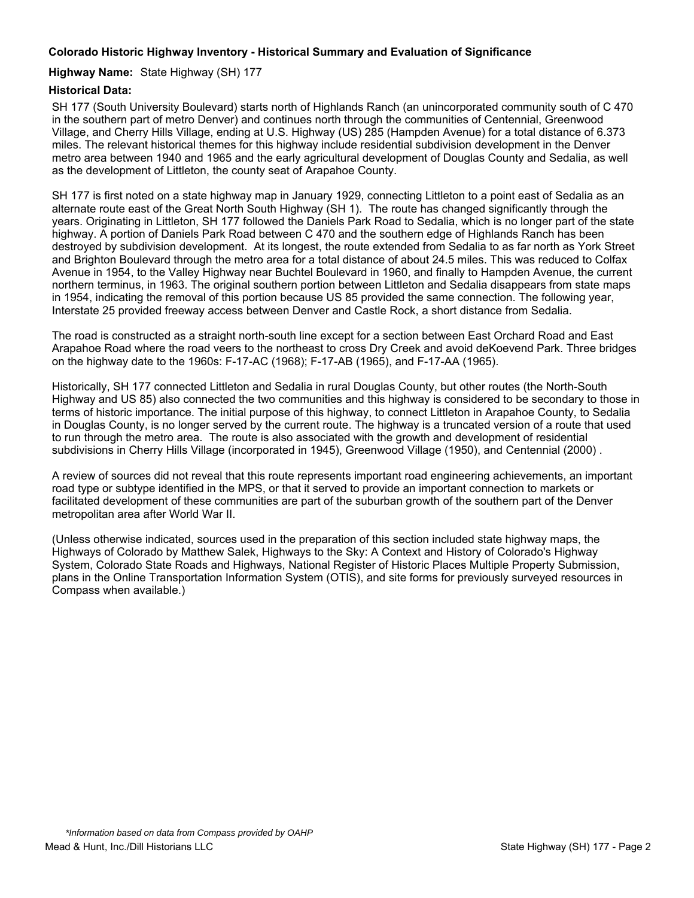**Colorado Historic Highway Inventory - Historical Summary and Evaluation of Significance**

**Highway Name:** State Highway (SH) 177

**Historical Data:**

SH 177 (South University Boulevard) starts north of Highlands Ranch (an unincorporated community south of C 470 in the southern part of metro Denver) and continues north through the communities of Centennial, Greenwood Village, and Cherry Hills Village, ending at U.S. Highway (US) 285 (Hampden Avenue) for a total distance of 6.373 miles. The relevant historical themes for this highway include residential subdivision development in the Denver metro area between 1940 and 1965 and the early agricultural development of Douglas County and Sedalia, as well as the development of Littleton, the county seat of Arapahoe County.

SH 177 is first noted on a state highway map in January 1929, connecting Littleton to a point east of Sedalia as an alternate route east of the Great North South Highway (SH 1). The route has changed significantly through the years. Originating in Littleton, SH 177 followed the Daniels Park Road to Sedalia, which is no longer part of the state highway. A portion of Daniels Park Road between C 470 and the southern edge of Highlands Ranch has been destroyed by subdivision development. At its longest, the route extended from Sedalia to as far north as York Street and Brighton Boulevard through the metro area for a total distance of about 24.5 miles. This was reduced to Colfax Avenue in 1954, to the Valley Highway near Buchtel Boulevard in 1960, and finally to Hampden Avenue, the current northern terminus, in 1963. The original southern portion between Littleton and Sedalia disappears from state maps in 1954, indicating the removal of this portion because US 85 provided the same connection. The following year, Interstate 25 provided freeway access between Denver and Castle Rock, a short distance from Sedalia.

The road is constructed as a straight north-south line except for a section between East Orchard Road and East Arapahoe Road where the road veers to the northeast to cross Dry Creek and avoid deKoevend Park. Three bridges on the highway date to the 1960s: F-17-AC (1968); F-17-AB (1965), and F-17-AA (1965).

Historically, SH 177 connected Littleton and Sedalia in rural Douglas County, but other routes (the North-South Highway and US 85) also connected the two communities and this highway is considered to be secondary to those in terms of historic importance. The initial purpose of this highway, to connect Littleton in Arapahoe County, to Sedalia in Douglas County, is no longer served by the current route. The highway is a truncated version of a route that used to run through the metro area. The route is also associated with the growth and development of residential subdivisions in Cherry Hills Village (incorporated in 1945), Greenwood Village (1950), and Centennial (2000) .

A review of sources did not reveal that this route represents important road engineering achievements, an important road type or subtype identified in the MPS, or that it served to provide an important connection to markets or facilitated development of these communities are part of the suburban growth of the southern part of the Denver metropolitan area after World War II.

(Unless otherwise indicated, sources used in the preparation of this section included state highway maps, the Highways of Colorado by Matthew Salek, Highways to the Sky: A Context and History of Colorado's Highway System, Colorado State Roads and Highways, National Register of Historic Places Multiple Property Submission, plans in the Online Transportation Information System (OTIS), and site forms for previously surveyed resources in Compass when available.)

*\*Information based on data from Compass provided by OAHP*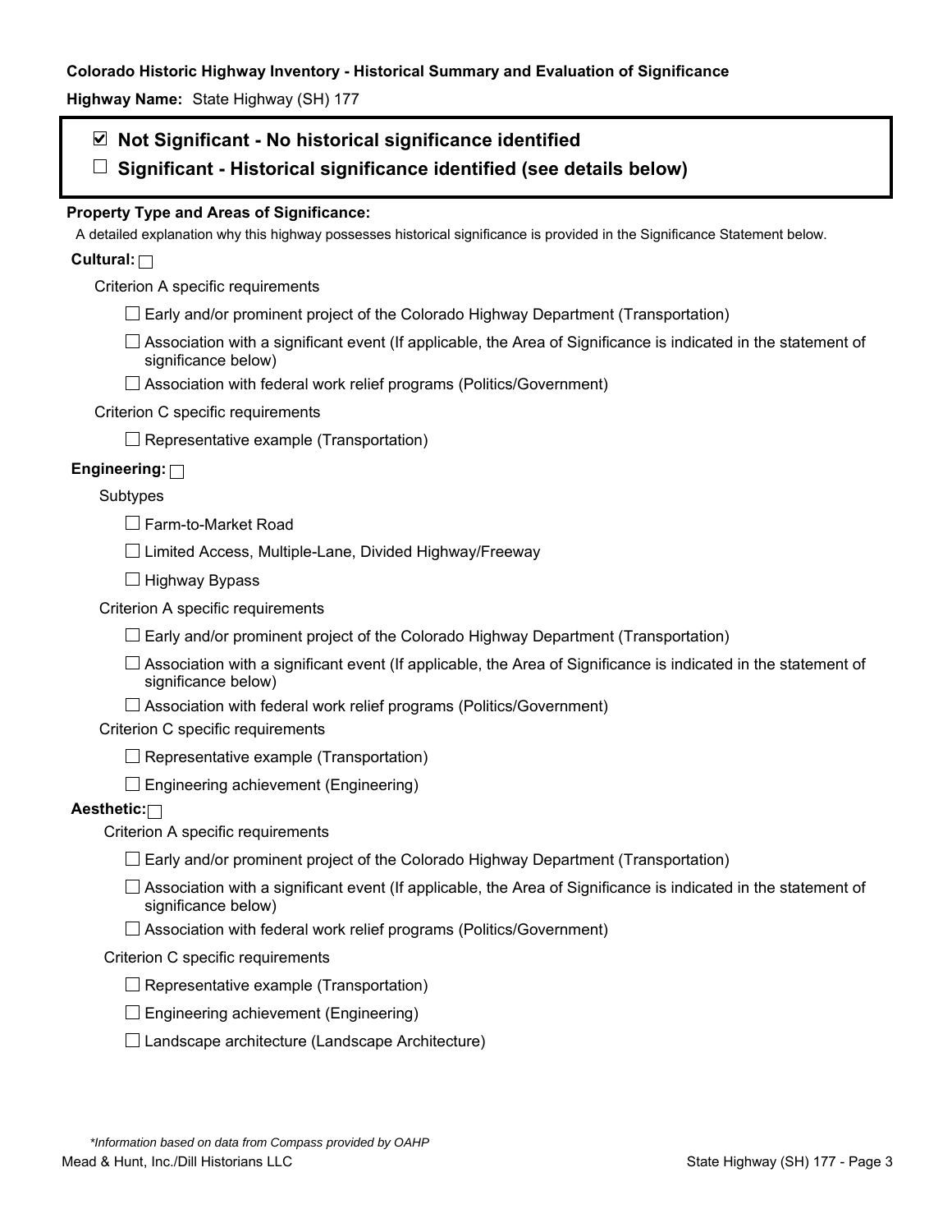**Colorado Historic Highway Inventory - Historical Summary and Evaluation of Significance**

**Highway Name:** State Highway (SH) 177

☑ **Not Significant - No historical significance identified**

☐ **Significant - Historical significance identified (see details below)**

**Property Type and Areas of Significance:**

A detailed explanation why this highway possesses historical significance is provided in the Significance Statement below.

**Cultural:** ☐

Criterion A specific requirements

- ☐ Early and/or prominent project of the Colorado Highway Department (Transportation)
- ☐ Association with a significant event (If applicable, the Area of Significance is indicated in the statement of significance below)
- ☐ Association with federal work relief programs (Politics/Government)

Criterion C specific requirements

- ☐ Representative example (Transportation)

**Engineering:** ☐

Subtypes

- ☐ Farm-to-Market Road
- ☐ Limited Access, Multiple-Lane, Divided Highway/Freeway
- ☐ Highway Bypass

Criterion A specific requirements

- ☐ Early and/or prominent project of the Colorado Highway Department (Transportation)
- ☐ Association with a significant event (If applicable, the Area of Significance is indicated in the statement of significance below)
- ☐ Association with federal work relief programs (Politics/Government)

Criterion C specific requirements

- ☐ Representative example (Transportation)
- ☐ Engineering achievement (Engineering)

**Aesthetic:** ☐

Criterion A specific requirements

- ☐ Early and/or prominent project of the Colorado Highway Department (Transportation)
- ☐ Association with a significant event (If applicable, the Area of Significance is indicated in the statement of significance below)
- ☐ Association with federal work relief programs (Politics/Government)

Criterion C specific requirements

- ☐ Representative example (Transportation)
- ☐ Engineering achievement (Engineering)
- ☐ Landscape architecture (Landscape Architecture)

*\*Information based on data from Compass provided by OAHP*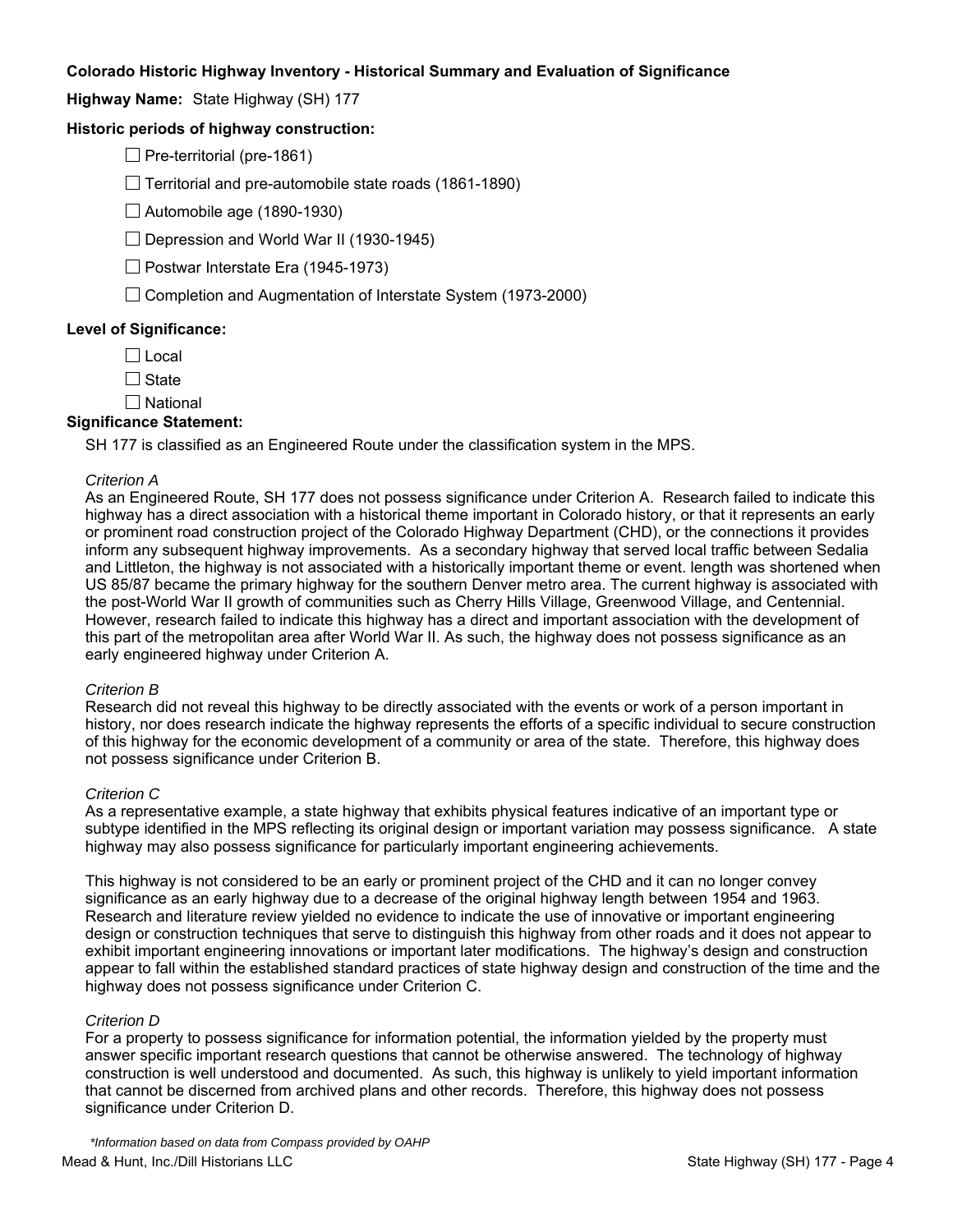**Colorado Historic Highway Inventory - Historical Summary and Evaluation of Significance**

**Highway Name:** State Highway (SH) 177

**Historic periods of highway construction:**

- ☐ Pre-territorial (pre-1861)
- ☐ Territorial and pre-automobile state roads (1861-1890)
- ☐ Automobile age (1890-1930)
- ☐ Depression and World War II (1930-1945)
- ☐ Postwar Interstate Era (1945-1973)
- ☐ Completion and Augmentation of Interstate System (1973-2000)

**Level of Significance:**

- ☐ Local
- ☐ State
- ☐ National

**Significance Statement:**

SH 177 is classified as an Engineered Route under the classification system in the MPS.

*Criterion A*

As an Engineered Route, SH 177 does not possess significance under Criterion A. Research failed to indicate this highway has a direct association with a historical theme important in Colorado history, or that it represents an early or prominent road construction project of the Colorado Highway Department (CHD), or the connections it provides inform any subsequent highway improvements. As a secondary highway that served local traffic between Sedalia and Littleton, the highway is not associated with a historically important theme or event. length was shortened when US 85/87 became the primary highway for the southern Denver metro area. The current highway is associated with the post-World War II growth of communities such as Cherry Hills Village, Greenwood Village, and Centennial. However, research failed to indicate this highway has a direct and important association with the development of this part of the metropolitan area after World War II. As such, the highway does not possess significance as an early engineered highway under Criterion A.

*Criterion B*

Research did not reveal this highway to be directly associated with the events or work of a person important in history, nor does research indicate the highway represents the efforts of a specific individual to secure construction of this highway for the economic development of a community or area of the state. Therefore, this highway does not possess significance under Criterion B.

*Criterion C*

As a representative example, a state highway that exhibits physical features indicative of an important type or subtype identified in the MPS reflecting its original design or important variation may possess significance. A state highway may also possess significance for particularly important engineering achievements.

This highway is not considered to be an early or prominent project of the CHD and it can no longer convey significance as an early highway due to a decrease of the original highway length between 1954 and 1963. Research and literature review yielded no evidence to indicate the use of innovative or important engineering design or construction techniques that serve to distinguish this highway from other roads and it does not appear to exhibit important engineering innovations or important later modifications. The highway's design and construction appear to fall within the established standard practices of state highway design and construction of the time and the highway does not possess significance under Criterion C.

*Criterion D*

For a property to possess significance for information potential, the information yielded by the property must answer specific important research questions that cannot be otherwise answered. The technology of highway construction is well understood and documented. As such, this highway is unlikely to yield important information that cannot be discerned from archived plans and other records. Therefore, this highway does not possess significance under Criterion D.

*\*Information based on data from Compass provided by OAHP*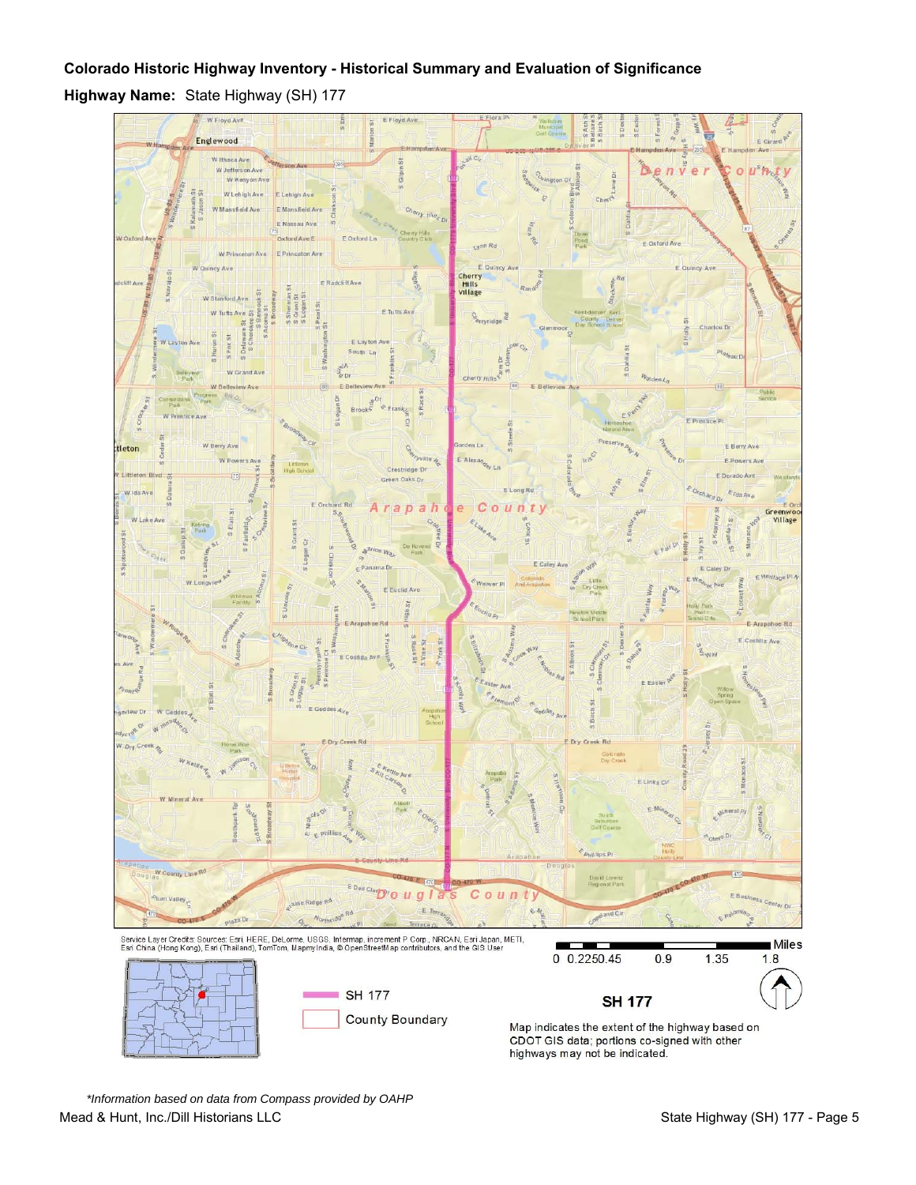**Colorado Historic Highway Inventory - Historical Summary and Evaluation of Significance**

**Highway Name:** State Highway (SH) 177

Service Layer Credits: Sources: Esri, HERE, DeLorme, USGS, Intermap, increment P Corp., NRCAN, Esri Japan, METI, Esri China (Hong Kong), Esri (Thailand), TomTom, MapmyIndia, © OpenStreetMap contributors, and the GIS User

Miles
0 0.225 0.45 0.9 1.35 1.8

SH 177

County Boundary

**SH 177**

Map indicates the extent of the highway based on CDOT GIS data; portions co-signed with other highways may not be indicated.

*Information based on data from Compass provided by OAHP